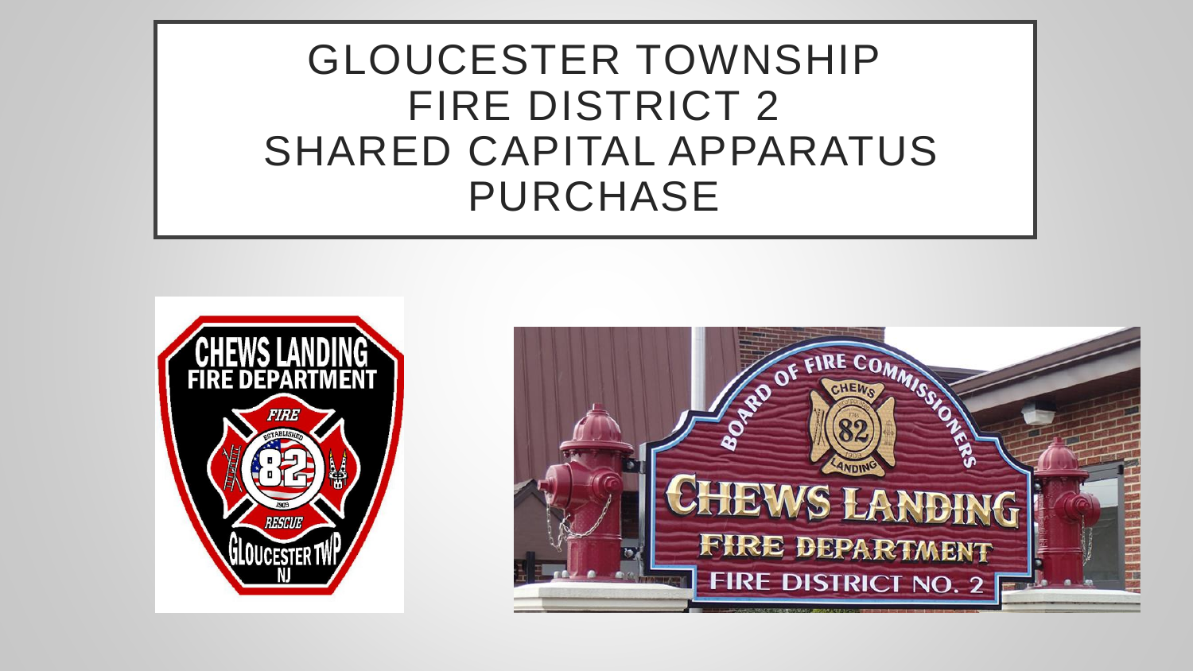# GLOUCESTER TOWNSHIP FIRE DISTRICT 2 SHARED CAPITAL APPARATUS PURCHASE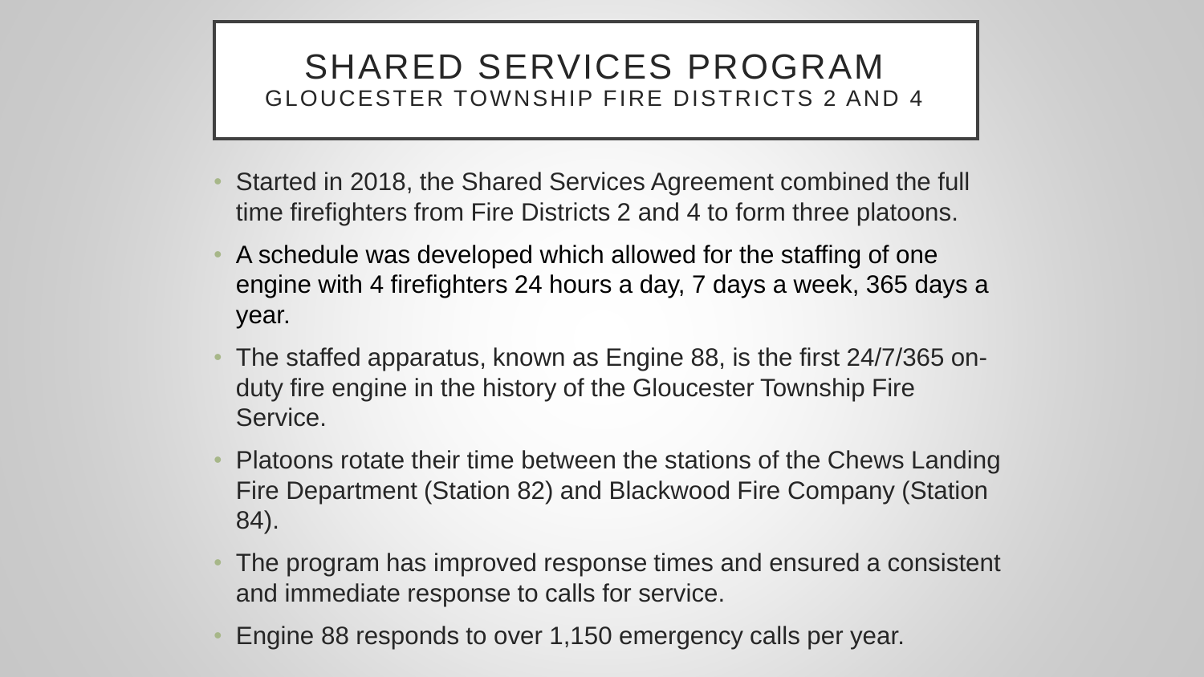# SHARED SERVICES PROGRAM

## GLOUCESTER TOWNSHIP FIRE DISTRICTS 2 AND 4

- Started in 2018, the Shared Services Agreement combined the full time firefighters from Fire Districts 2 and 4 to form three platoons.
- A schedule was developed which allowed for the staffing of one engine with 4 firefighters 24 hours a day, 7 days a week, 365 days a year.
- The staffed apparatus, known as Engine 88, is the first 24/7/365 on-duty fire engine in the history of the Gloucester Township Fire Service.
- Platoons rotate their time between the stations of the Chews Landing Fire Department (Station 82) and Blackwood Fire Company (Station 84).
- The program has improved response times and ensured a consistent and immediate response to calls for service.
- Engine 88 responds to over 1,150 emergency calls per year.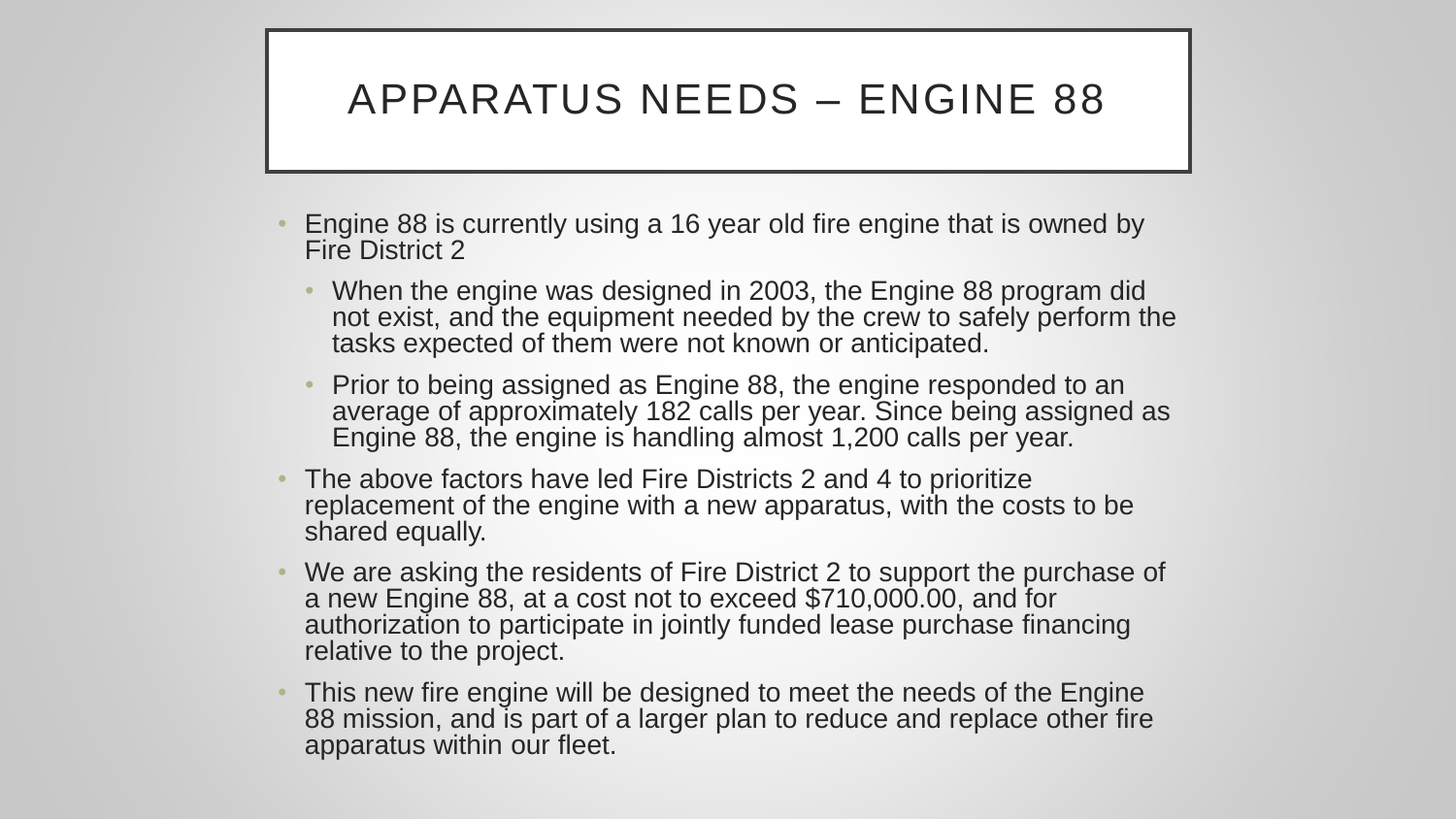# APPARATUS NEEDS – ENGINE 88

- Engine 88 is currently using a 16 year old fire engine that is owned by Fire District 2
  - When the engine was designed in 2003, the Engine 88 program did not exist, and the equipment needed by the crew to safely perform the tasks expected of them were not known or anticipated.
  - Prior to being assigned as Engine 88, the engine responded to an average of approximately 182 calls per year. Since being assigned as Engine 88, the engine is handling almost 1,200 calls per year.
- The above factors have led Fire Districts 2 and 4 to prioritize replacement of the engine with a new apparatus, with the costs to be shared equally.
- We are asking the residents of Fire District 2 to support the purchase of a new Engine 88, at a cost not to exceed $710,000.00, and for authorization to participate in jointly funded lease purchase financing relative to the project.
- This new fire engine will be designed to meet the needs of the Engine 88 mission, and is part of a larger plan to reduce and replace other fire apparatus within our fleet.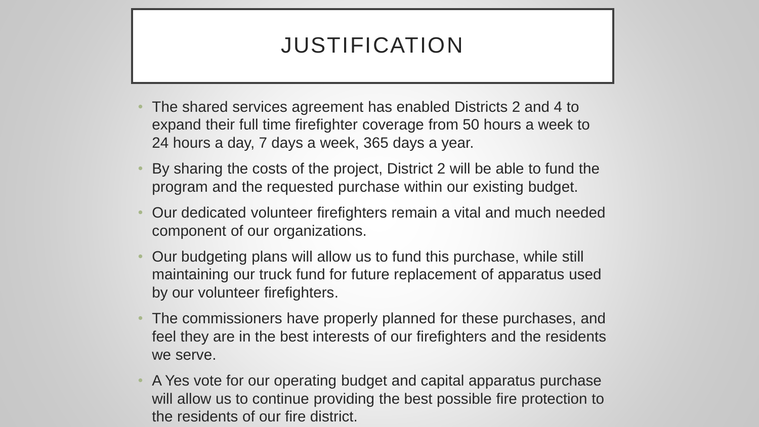# JUSTIFICATION

- The shared services agreement has enabled Districts 2 and 4 to expand their full time firefighter coverage from 50 hours a week to 24 hours a day, 7 days a week, 365 days a year.
- By sharing the costs of the project, District 2 will be able to fund the program and the requested purchase within our existing budget.
- Our dedicated volunteer firefighters remain a vital and much needed component of our organizations.
- Our budgeting plans will allow us to fund this purchase, while still maintaining our truck fund for future replacement of apparatus used by our volunteer firefighters.
- The commissioners have properly planned for these purchases, and feel they are in the best interests of our firefighters and the residents we serve.
- A Yes vote for our operating budget and capital apparatus purchase will allow us to continue providing the best possible fire protection to the residents of our fire district.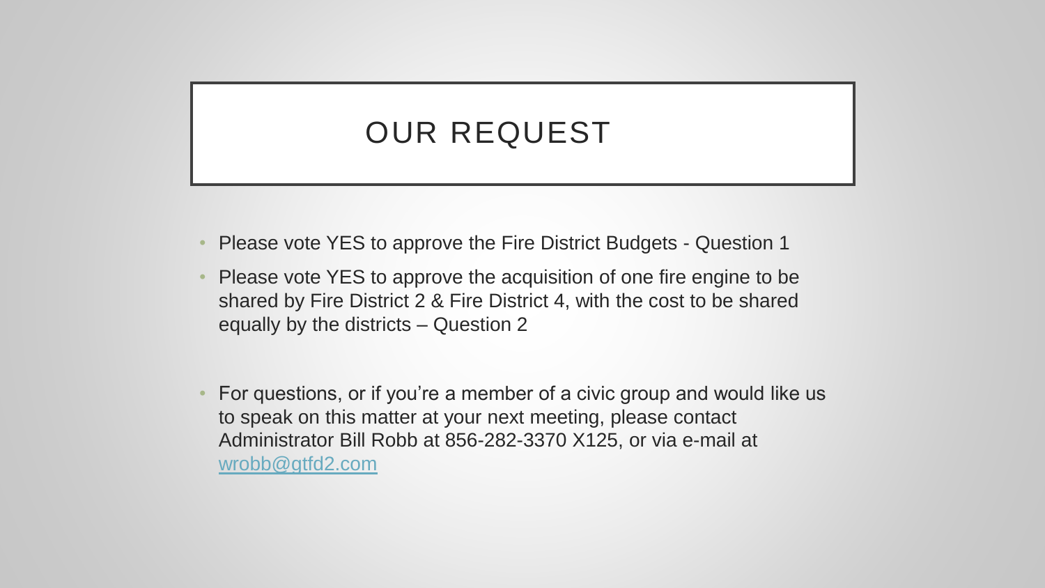# OUR REQUEST

- Please vote YES to approve the Fire District Budgets - Question 1
- Please vote YES to approve the acquisition of one fire engine to be shared by Fire District 2 & Fire District 4, with the cost to be shared equally by the districts – Question 2

- For questions, or if you're a member of a civic group and would like us to speak on this matter at your next meeting, please contact Administrator Bill Robb at 856-282-3370 X125, or via e-mail at wrobb@gtfd2.com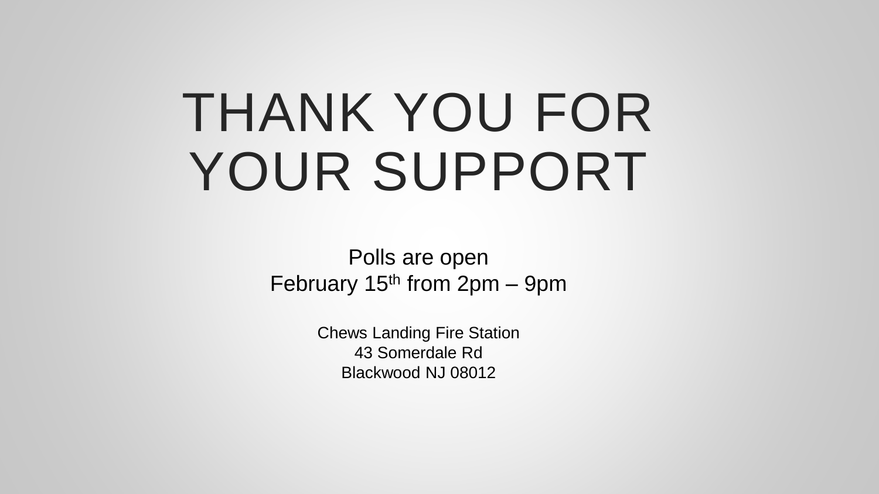# THANK YOU FOR YOUR SUPPORT

Polls are open
February 15th from 2pm – 9pm

Chews Landing Fire Station
43 Somerdale Rd
Blackwood NJ 08012